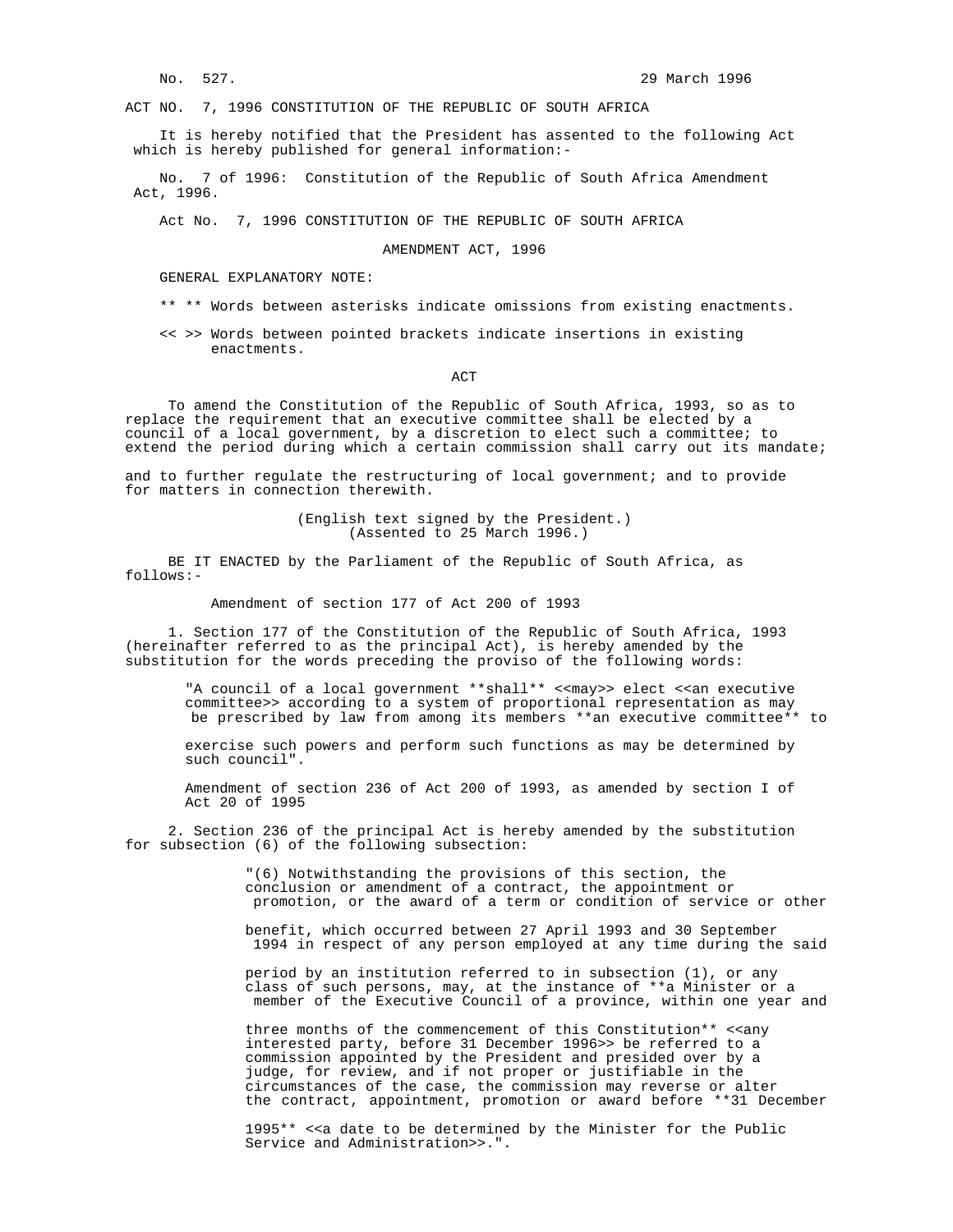No. 527. 29 March 1996

ACT NO. 7, 1996 CONSTITUTION OF THE REPUBLIC OF SOUTH AFRICA

It is hereby notified that the President has assented to the following Act which is hereby published for general information:-

No. 7 of 1996: Constitution of the Republic of South Africa Amendment Act, 1996.

Act No. 7, 1996 CONSTITUTION OF THE REPUBLIC OF SOUTH AFRICA

AMENDMENT ACT, 1996

GENERAL EXPLANATORY NOTE:

** ** Words between asterisks indicate omissions from existing enactments.

<< >> Words between pointed brackets indicate insertions in existing enactments.

ACT

To amend the Constitution of the Republic of South Africa, 1993, so as to replace the requirement that an executive committee shall be elected by a council of a local government, by a discretion to elect such a committee; to extend the period during which a certain commission shall carry out its mandate; and to further regulate the restructuring of local government; and to provide for matters in connection therewith.

(English text signed by the President.)
(Assented to 25 March 1996.)

BE IT ENACTED by the Parliament of the Republic of South Africa, as follows:-

Amendment of section 177 of Act 200 of 1993

1. Section 177 of the Constitution of the Republic of South Africa, 1993 (hereinafter referred to as the principal Act), is hereby amended by the substitution for the words preceding the proviso of the following words:

"A council of a local government **shall** <<may>> elect <<an executive committee>> according to a system of proportional representation as may be prescribed by law from among its members **an executive committee** to exercise such powers and perform such functions as may be determined by such council".

Amendment of section 236 of Act 200 of 1993, as amended by section I of Act 20 of 1995

2. Section 236 of the principal Act is hereby amended by the substitution for subsection (6) of the following subsection:

"(6) Notwithstanding the provisions of this section, the conclusion or amendment of a contract, the appointment or promotion, or the award of a term or condition of service or other benefit, which occurred between 27 April 1993 and 30 September 1994 in respect of any person employed at any time during the said period by an institution referred to in subsection (1), or any class of such persons, may, at the instance of **a Minister or a member of the Executive Council of a province, within one year and three months of the commencement of this Constitution** <<any interested party, before 31 December 1996>> be referred to a commission appointed by the President and presided over by a judge, for review, and if not proper or justifiable in the circumstances of the case, the commission may reverse or alter the contract, appointment, promotion or award before **31 December 1995** <<a date to be determined by the Minister for the Public Service and Administration>>.".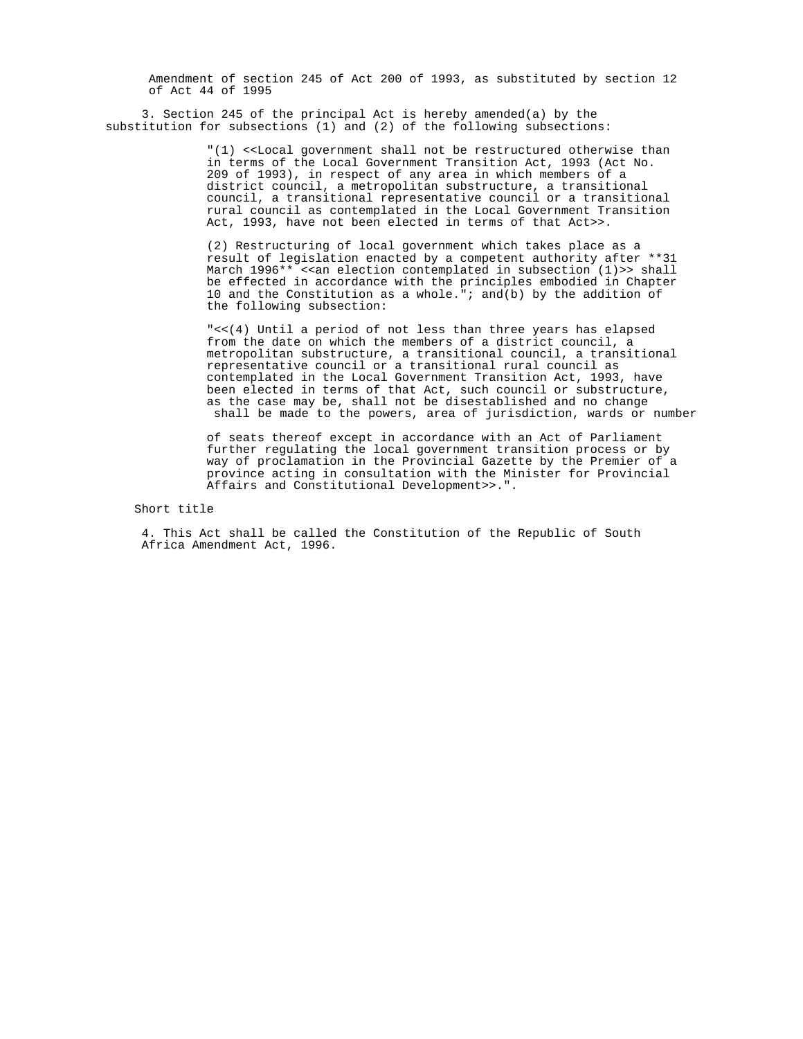Amendment of section 245 of Act 200 of 1993, as substituted by section 12 of Act 44 of 1995

3. Section 245 of the principal Act is hereby amended(a) by the substitution for subsections (1) and (2) of the following subsections:

> "(1) <<Local government shall not be restructured otherwise than in terms of the Local Government Transition Act, 1993 (Act No. 209 of 1993), in respect of any area in which members of a district council, a metropolitan substructure, a transitional council, a transitional representative council or a transitional rural council as contemplated in the Local Government Transition Act, 1993, have not been elected in terms of that Act>>.
>
> (2) Restructuring of local government which takes place as a result of legislation enacted by a competent authority after **31 March 1996** <<an election contemplated in subsection (1)>> shall be effected in accordance with the principles embodied in Chapter 10 and the Constitution as a whole."; and(b) by the addition of the following subsection:
>
> "<<(4) Until a period of not less than three years has elapsed from the date on which the members of a district council, a metropolitan substructure, a transitional council, a transitional representative council or a transitional rural council as contemplated in the Local Government Transition Act, 1993, have been elected in terms of that Act, such council or substructure, as the case may be, shall not be disestablished and no change shall be made to the powers, area of jurisdiction, wards or number
>
> of seats thereof except in accordance with an Act of Parliament further regulating the local government transition process or by way of proclamation in the Provincial Gazette by the Premier of a province acting in consultation with the Minister for Provincial Affairs and Constitutional Development>>.".

Short title

4. This Act shall be called the Constitution of the Republic of South Africa Amendment Act, 1996.